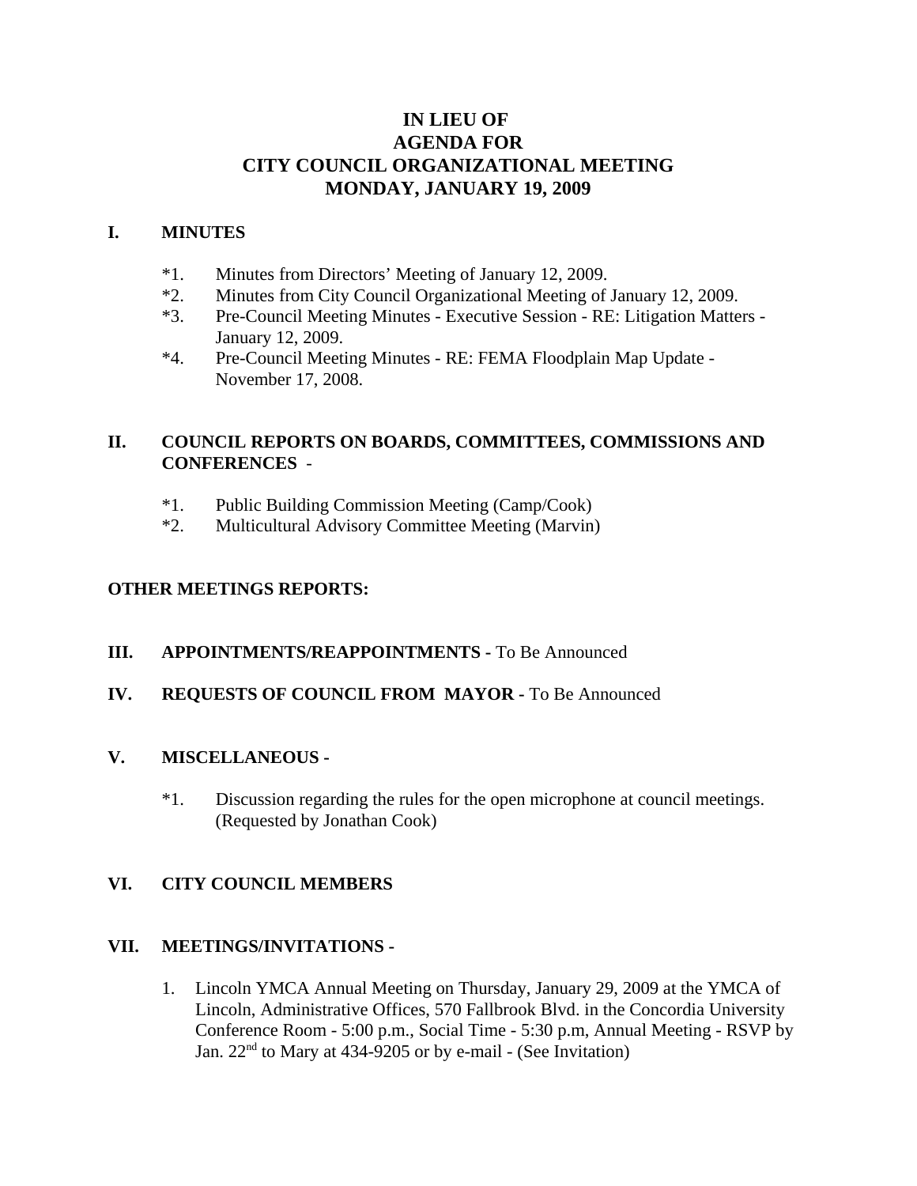# IN LIEU OF
# AGENDA FOR
# CITY COUNCIL ORGANIZATIONAL MEETING
# MONDAY, JANUARY 19, 2009

## I. MINUTES

*1. Minutes from Directors' Meeting of January 12, 2009.
*2. Minutes from City Council Organizational Meeting of January 12, 2009.
*3. Pre-Council Meeting Minutes - Executive Session - RE: Litigation Matters - January 12, 2009.
*4. Pre-Council Meeting Minutes - RE: FEMA Floodplain Map Update - November 17, 2008.

## II. COUNCIL REPORTS ON BOARDS, COMMITTEES, COMMISSIONS AND CONFERENCES -

*1. Public Building Commission Meeting (Camp/Cook)
*2. Multicultural Advisory Committee Meeting (Marvin)

**OTHER MEETINGS REPORTS:**

## III. APPOINTMENTS/REAPPOINTMENTS - To Be Announced

## IV. REQUESTS OF COUNCIL FROM MAYOR - To Be Announced

## V. MISCELLANEOUS -

*1. Discussion regarding the rules for the open microphone at council meetings. (Requested by Jonathan Cook)

## VI. CITY COUNCIL MEMBERS

## VII. MEETINGS/INVITATIONS -

1. Lincoln YMCA Annual Meeting on Thursday, January 29, 2009 at the YMCA of Lincoln, Administrative Offices, 570 Fallbrook Blvd. in the Concordia University Conference Room - 5:00 p.m., Social Time - 5:30 p.m, Annual Meeting - RSVP by Jan. 22nd to Mary at 434-9205 or by e-mail - (See Invitation)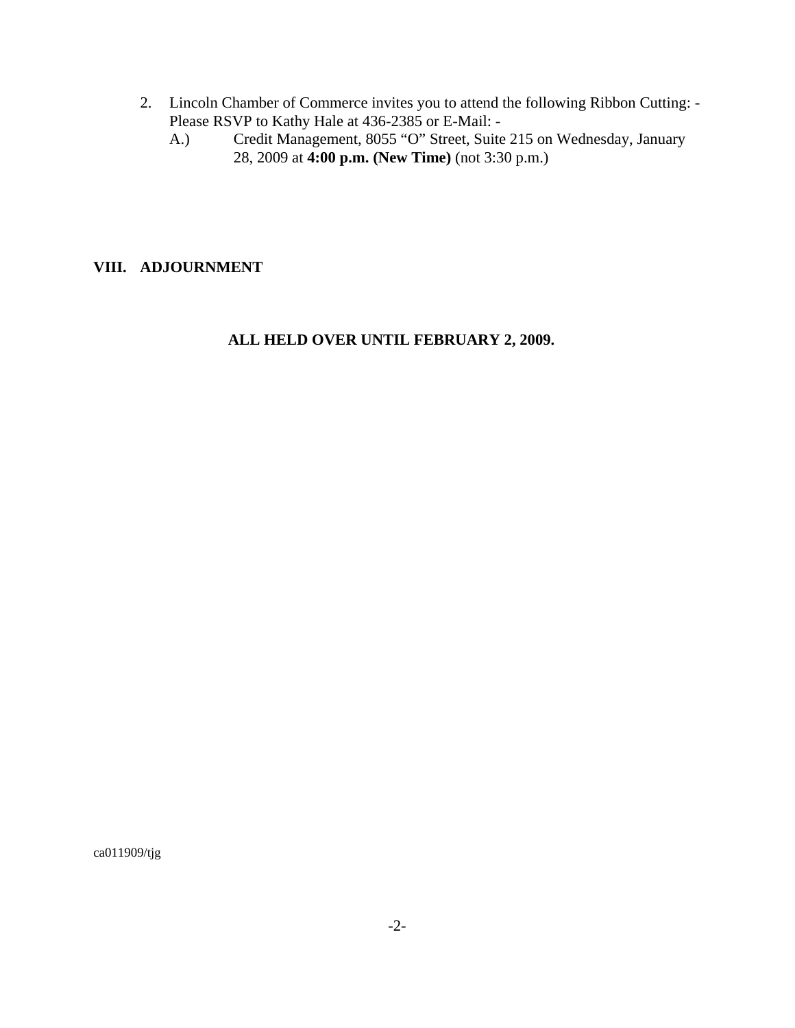2. Lincoln Chamber of Commerce invites you to attend the following Ribbon Cutting: - Please RSVP to Kathy Hale at 436-2385 or E-Mail: -
   A.) Credit Management, 8055 "O" Street, Suite 215 on Wednesday, January 28, 2009 at **4:00 p.m. (New Time)** (not 3:30 p.m.)

## VIII. ADJOURNMENT

**ALL HELD OVER UNTIL FEBRUARY 2, 2009.**

ca011909/tjg